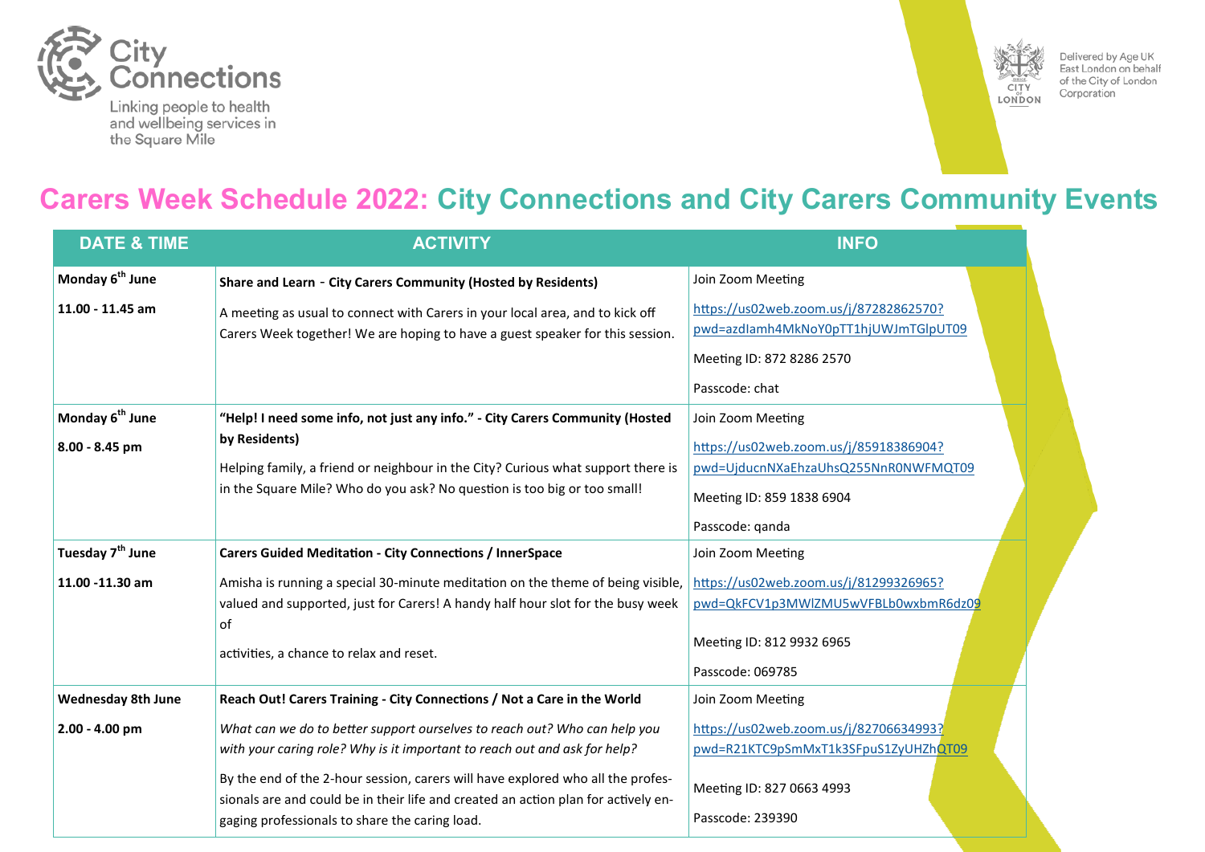City Connections

Linking people to health and wellbeing services in the Square Mile

CITY of LONDON

Delivered by Age UK East London on behalf of the City of London Corporation

# Carers Week Schedule 2022: City Connections and City Carers Community Events

| DATE & TIME | ACTIVITY | INFO |
|---|---|---|
| **Monday 6th June**<br><br>**11.00 - 11.45 am** | **Share and Learn - City Carers Community (Hosted by Residents)**<br><br>A meeting as usual to connect with Carers in your local area, and to kick off Carers Week together! We are hoping to have a guest speaker for this session. | Join Zoom Meeting<br><br>https://us02web.zoom.us/j/87282862570?pwd=azdIamh4MkNoY0pTT1hjUWJmTGlpUT09<br><br>Meeting ID: 872 8286 2570<br><br>Passcode: chat |
| **Monday 6th June**<br><br>**8.00 - 8.45 pm** | **"Help! I need some info, not just any info." - City Carers Community (Hosted by Residents)**<br><br>Helping family, a friend or neighbour in the City? Curious what support there is in the Square Mile? Who do you ask? No question is too big or too small! | Join Zoom Meeting<br><br>https://us02web.zoom.us/j/85918386904?pwd=UjducnNXaEhzaUhsQ255NnR0NWFMQT09<br><br>Meeting ID: 859 1838 6904<br><br>Passcode: qanda |
| **Tuesday 7th June**<br><br>**11.00 -11.30 am** | **Carers Guided Meditation - City Connections / InnerSpace**<br><br>Amisha is running a special 30-minute meditation on the theme of being visible, valued and supported, just for Carers! A handy half hour slot for the busy week of<br><br>activities, a chance to relax and reset. | Join Zoom Meeting<br><br>https://us02web.zoom.us/j/81299326965?pwd=QkFCV1p3MWlZMU5wVFBLb0wxbmR6dz09<br><br>Meeting ID: 812 9932 6965<br><br>Passcode: 069785 |
| **Wednesday 8th June**<br><br>**2.00 - 4.00 pm** | **Reach Out! Carers Training - City Connections / Not a Care in the World**<br><br>*What can we do to better support ourselves to reach out? Who can help you with your caring role? Why is it important to reach out and ask for help?*<br><br>By the end of the 2-hour session, carers will have explored who all the professionals are and could be in their life and created an action plan for actively engaging professionals to share the caring load. | Join Zoom Meeting<br><br>https://us02web.zoom.us/j/82706634993?pwd=R21KTC9pSmMxT1k3SFpuS1ZyUHZhQT09<br><br>Meeting ID: 827 0663 4993<br><br>Passcode: 239390 |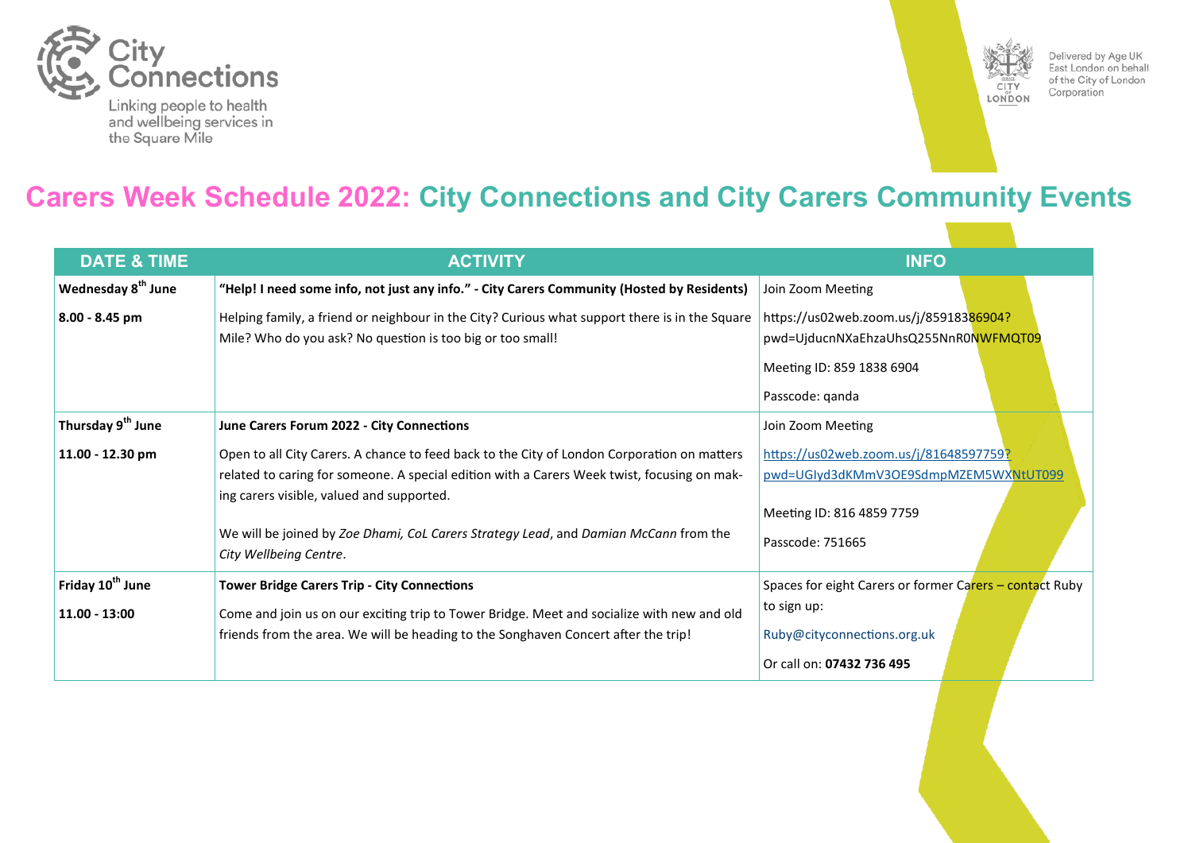City Connections

Linking people to health and wellbeing services in the Square Mile

Delivered by Age UK East London on behalf of the City of London Corporation

# Carers Week Schedule 2022: City Connections and City Carers Community Events

| DATE & TIME | ACTIVITY | INFO |
|---|---|---|
| **Wednesday 8th June**<br><br>**8.00 - 8.45 pm** | **"Help! I need some info, not just any info." - City Carers Community (Hosted by Residents)**<br><br>Helping family, a friend or neighbour in the City? Curious what support there is in the Square Mile? Who do you ask? No question is too big or too small! | Join Zoom Meeting<br><br>https://us02web.zoom.us/j/85918386904?pwd=UjducnNXaEhzaUhsQ255NnR0NWFMQT09<br><br>Meeting ID: 859 1838 6904<br><br>Passcode: qanda |
| **Thursday 9th June**<br><br>**11.00 - 12.30 pm** | **June Carers Forum 2022 - City Connections**<br><br>Open to all City Carers. A chance to feed back to the City of London Corporation on matters related to caring for someone. A special edition with a Carers Week twist, focusing on making carers visible, valued and supported.<br><br>We will be joined by *Zoe Dhami, CoL Carers Strategy Lead*, and *Damian McCann* from the *City Wellbeing Centre*. | Join Zoom Meeting<br><br>https://us02web.zoom.us/j/81648597759?pwd=UGIyd3dKMmV3OE9SdmpMZEM5WXNtUT099<br><br>Meeting ID: 816 4859 7759<br><br>Passcode: 751665 |
| **Friday 10th June**<br><br>**11.00 - 13:00** | **Tower Bridge Carers Trip - City Connections**<br><br>Come and join us on our exciting trip to Tower Bridge. Meet and socialize with new and old friends from the area. We will be heading to the Songhaven Concert after the trip! | Spaces for eight Carers or former Carers – contact Ruby to sign up:<br><br>Ruby@cityconnections.org.uk<br><br>Or call on: **07432 736 495** |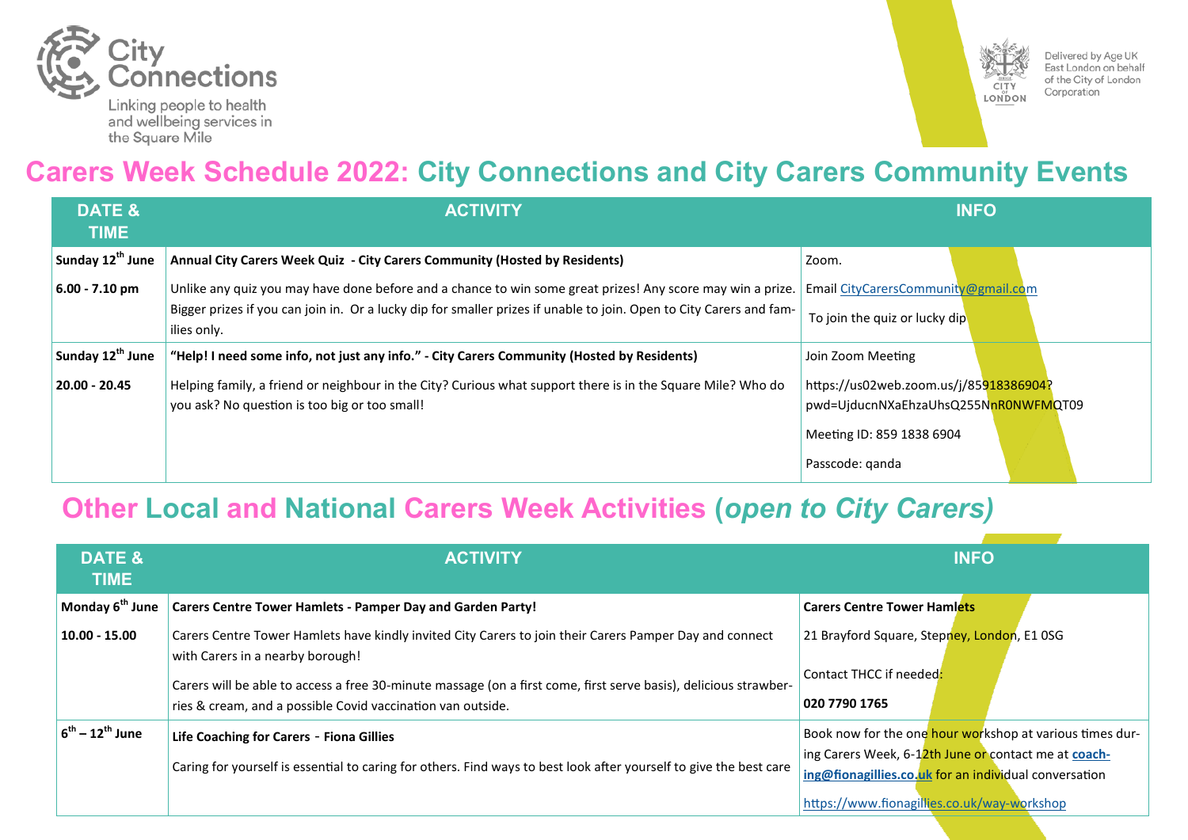City Connections

Linking people to health and wellbeing services in the Square Mile

Delivered by Age UK East London on behalf of the City of London Corporation

# Carers Week Schedule 2022: City Connections and City Carers Community Events

| DATE & TIME | ACTIVITY | INFO |
|---|---|---|
| Sunday 12th June<br><br>6.00 - 7.10 pm | **Annual City Carers Week Quiz - City Carers Community (Hosted by Residents)**<br><br>Unlike any quiz you may have done before and a chance to win some great prizes! Any score may win a prize. Bigger prizes if you can join in. Or a lucky dip for smaller prizes if unable to join. Open to City Carers and families only. | Zoom.<br><br>Email CityCarersCommunity@gmail.com<br><br>To join the quiz or lucky dip |
| Sunday 12th June<br><br>20.00 - 20.45 | **"Help! I need some info, not just any info." - City Carers Community (Hosted by Residents)**<br><br>Helping family, a friend or neighbour in the City? Curious what support there is in the Square Mile? Who do you ask? No question is too big or too small! | Join Zoom Meeting<br><br>https://us02web.zoom.us/j/85918386904?pwd=UjducnNXaEhzaUhsQ255NnR0NWFMQT09<br><br>Meeting ID: 859 1838 6904<br><br>Passcode: qanda |

# Other Local and National Carers Week Activities (*open to City Carers)*

| DATE & TIME | ACTIVITY | INFO |
|---|---|---|
| Monday 6th June<br><br>10.00 - 15.00 | **Carers Centre Tower Hamlets - Pamper Day and Garden Party!**<br><br>Carers Centre Tower Hamlets have kindly invited City Carers to join their Carers Pamper Day and connect with Carers in a nearby borough!<br><br>Carers will be able to access a free 30-minute massage (on a first come, first serve basis), delicious strawberries & cream, and a possible Covid vaccination van outside. | **Carers Centre Tower Hamlets**<br><br>21 Brayford Square, Stepney, London, E1 0SG<br><br>Contact THCC if needed:<br><br>**020 7790 1765** |
| 6th – 12th June | **Life Coaching for Carers - Fiona Gillies**<br><br>Caring for yourself is essential to caring for others. Find ways to best look after yourself to give the best care | Book now for the one hour workshop at various times during Carers Week, 6-12th June or contact me at **coaching@fionagillies.co.uk** for an individual conversation<br><br>https://www.fionagillies.co.uk/way-workshop |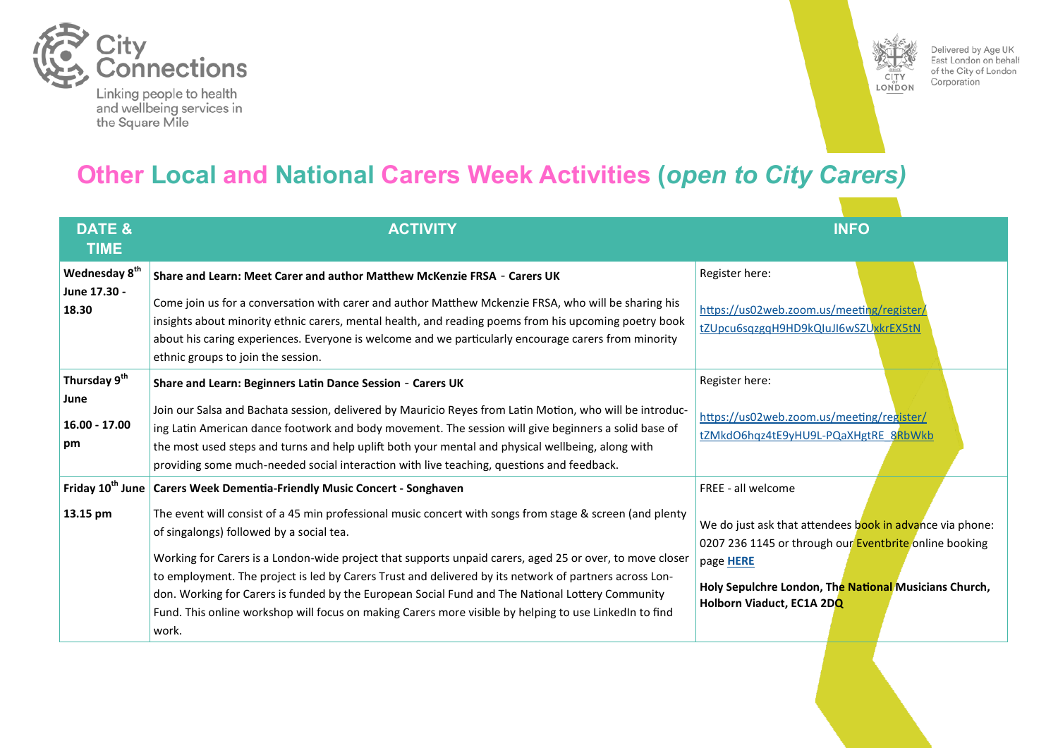City Connections

Linking people to health and wellbeing services in the Square Mile

Delivered by Age UK East London on behalf of the City of London Corporation

# Other Local and National Carers Week Activities (*open to City Carers)*

| DATE & TIME | ACTIVITY | INFO |
|---|---|---|
| **Wednesday 8th June 17.30 - 18.30** | **Share and Learn: Meet Carer and author Matthew McKenzie FRSA - Carers UK**<br><br>Come join us for a conversation with carer and author Matthew Mckenzie FRSA, who will be sharing his insights about minority ethnic carers, mental health, and reading poems from his upcoming poetry book about his caring experiences. Everyone is welcome and we particularly encourage carers from minority ethnic groups to join the session. | Register here:<br><br>https://us02web.zoom.us/meeting/register/tZUpcu6sqzgqH9HD9kQIuJI6wSZUxkrEX5tN |
| **Thursday 9th June**<br><br>**16.00 - 17.00 pm** | **Share and Learn: Beginners Latin Dance Session - Carers UK**<br><br>Join our Salsa and Bachata session, delivered by Mauricio Reyes from Latin Motion, who will be introducing Latin American dance footwork and body movement. The session will give beginners a solid base of the most used steps and turns and help uplift both your mental and physical wellbeing, along with providing some much-needed social interaction with live teaching, questions and feedback. | Register here:<br><br>https://us02web.zoom.us/meeting/register/tZMkdO6hqz4tE9yHU9L-PQaXHgtRE_8RbWkb |
| **Friday 10th June**<br><br>**13.15 pm** | **Carers Week Dementia-Friendly Music Concert - Songhaven**<br><br>The event will consist of a 45 min professional music concert with songs from stage & screen (and plenty of singalongs) followed by a social tea.<br><br>Working for Carers is a London-wide project that supports unpaid carers, aged 25 or over, to move closer to employment. The project is led by Carers Trust and delivered by its network of partners across London. Working for Carers is funded by the European Social Fund and The National Lottery Community Fund. This online workshop will focus on making Carers more visible by helping to use LinkedIn to find work. | FREE - all welcome<br><br>We do just ask that attendees book in advance via phone: 0207 236 1145 or through our Eventbrite online booking page **HERE**<br><br>**Holy Sepulchre London, The National Musicians Church, Holborn Viaduct, EC1A 2DQ** |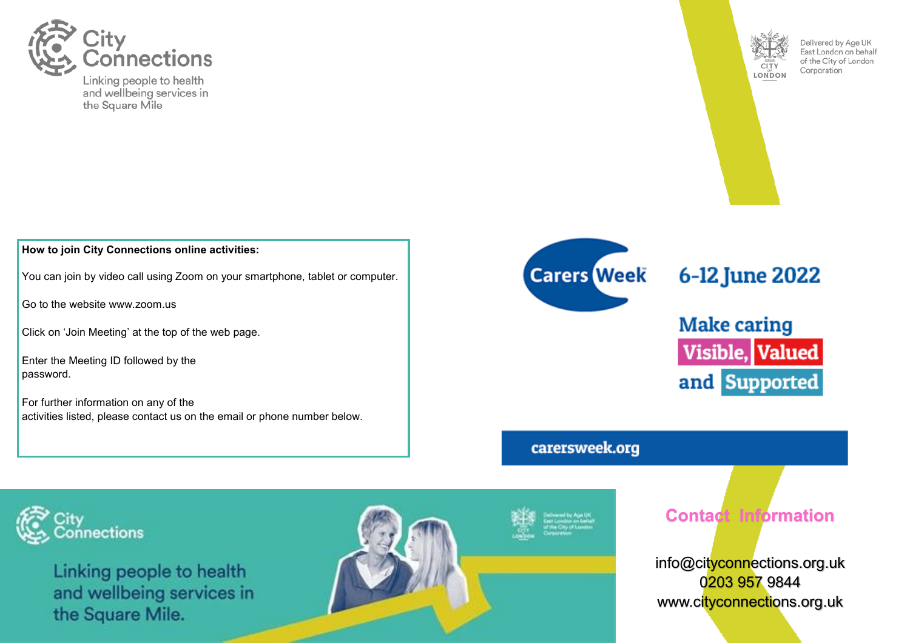City Connections

Linking people to health and wellbeing services in the Square Mile

Delivered by Age UK East London on behalf of the City of London Corporation

**How to join City Connections online activities:**

You can join by video call using Zoom on your smartphone, tablet or computer.

Go to the website www.zoom.us

Click on 'Join Meeting' at the top of the web page.

Enter the Meeting ID followed by the password.

For further information on any of the activities listed, please contact us on the email or phone number below.

Carers Week

6-12 June 2022

Make caring Visible, Valued and Supported

carersweek.org

City Connections

Linking people to health and wellbeing services in the Square Mile.

Delivered by Age UK East London on behalf of the City of London Corporation

## Contact Information

info@cityconnections.org.uk
0203 957 9844
www.cityconnections.org.uk